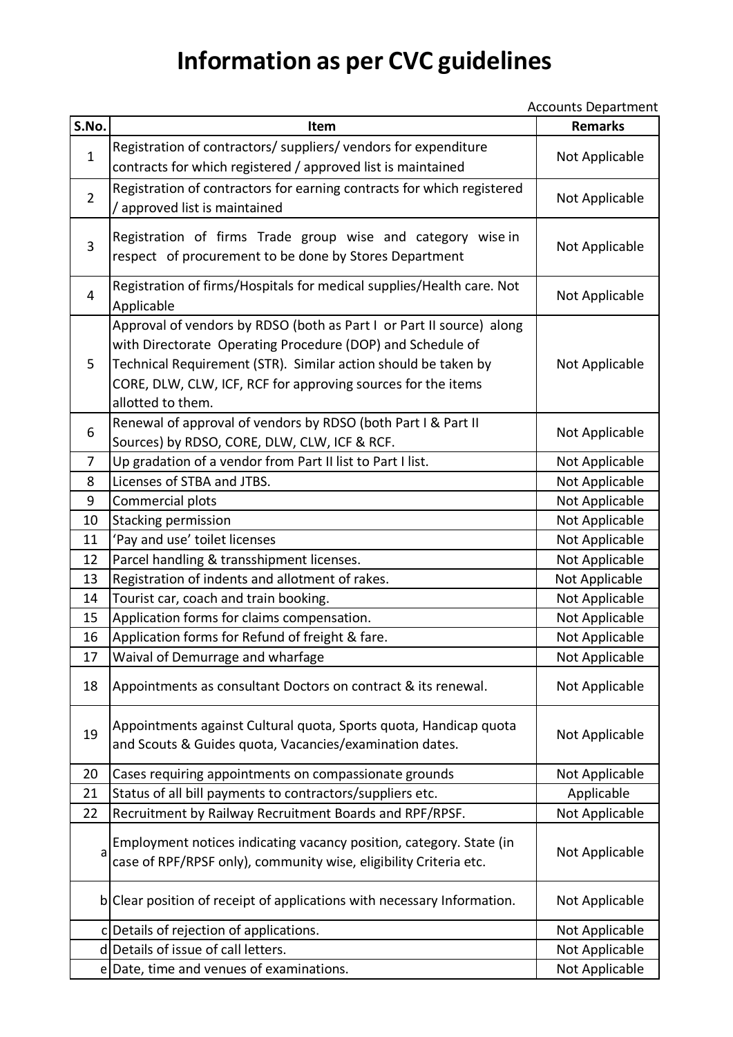# Information as per CVC guidelines

Accounts Department

| S.No. | Item | Remarks |
|---|---|---|
| 1 | Registration of contractors/ suppliers/ vendors for expenditure contracts for which registered / approved list is maintained | Not Applicable |
| 2 | Registration of contractors for earning contracts for which registered / approved list is maintained | Not Applicable |
| 3 | Registration of firms Trade group wise and category wise in respect of procurement to be done by Stores Department | Not Applicable |
| 4 | Registration of firms/Hospitals for medical supplies/Health care. Not Applicable | Not Applicable |
| 5 | Approval of vendors by RDSO (both as Part I or Part II source) along with Directorate Operating Procedure (DOP) and Schedule of Technical Requirement (STR). Similar action should be taken by CORE, DLW, CLW, ICF, RCF for approving sources for the items allotted to them. | Not Applicable |
| 6 | Renewal of approval of vendors by RDSO (both Part I & Part II Sources) by RDSO, CORE, DLW, CLW, ICF & RCF. | Not Applicable |
| 7 | Up gradation of a vendor from Part II list to Part I list. | Not Applicable |
| 8 | Licenses of STBA and JTBS. | Not Applicable |
| 9 | Commercial plots | Not Applicable |
| 10 | Stacking permission | Not Applicable |
| 11 | 'Pay and use' toilet licenses | Not Applicable |
| 12 | Parcel handling & transshipment licenses. | Not Applicable |
| 13 | Registration of indents and allotment of rakes. | Not Applicable |
| 14 | Tourist car, coach and train booking. | Not Applicable |
| 15 | Application forms for claims compensation. | Not Applicable |
| 16 | Application forms for Refund of freight & fare. | Not Applicable |
| 17 | Waival of Demurrage and wharfage | Not Applicable |
| 18 | Appointments as consultant Doctors on contract & its renewal. | Not Applicable |
| 19 | Appointments against Cultural quota, Sports quota, Handicap quota and Scouts & Guides quota, Vacancies/examination dates. | Not Applicable |
| 20 | Cases requiring appointments on compassionate grounds | Not Applicable |
| 21 | Status of all bill payments to contractors/suppliers etc. | Applicable |
| 22 | Recruitment by Railway Recruitment Boards and RPF/RPSF. | Not Applicable |
| a | Employment notices indicating vacancy position, category. State (in case of RPF/RPSF only), community wise, eligibility Criteria etc. | Not Applicable |
| b | Clear position of receipt of applications with necessary Information. | Not Applicable |
| c | Details of rejection of applications. | Not Applicable |
| d | Details of issue of call letters. | Not Applicable |
| e | Date, time and venues of examinations. | Not Applicable |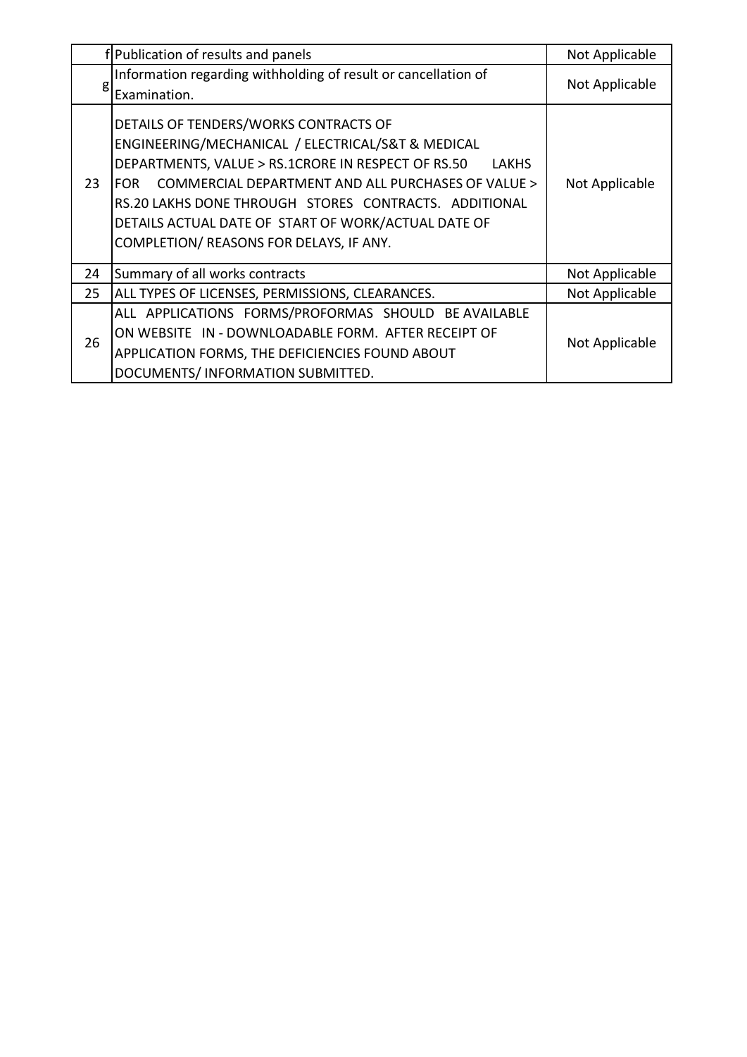| | | |
|---|---|---|
| f | Publication of results and panels | Not Applicable |
| g | Information regarding withholding of result or cancellation of Examination. | Not Applicable |
| 23 | DETAILS OF TENDERS/WORKS CONTRACTS OF ENGINEERING/MECHANICAL / ELECTRICAL/S&T & MEDICAL DEPARTMENTS, VALUE > RS.1CRORE IN RESPECT OF RS.50 LAKHS FOR COMMERCIAL DEPARTMENT AND ALL PURCHASES OF VALUE > RS.20 LAKHS DONE THROUGH STORES CONTRACTS. ADDITIONAL DETAILS ACTUAL DATE OF START OF WORK/ACTUAL DATE OF COMPLETION/ REASONS FOR DELAYS, IF ANY. | Not Applicable |
| 24 | Summary of all works contracts | Not Applicable |
| 25 | ALL TYPES OF LICENSES, PERMISSIONS, CLEARANCES. | Not Applicable |
| 26 | ALL APPLICATIONS FORMS/PROFORMAS SHOULD BE AVAILABLE ON WEBSITE IN - DOWNLOADABLE FORM. AFTER RECEIPT OF APPLICATION FORMS, THE DEFICIENCIES FOUND ABOUT DOCUMENTS/ INFORMATION SUBMITTED. | Not Applicable |